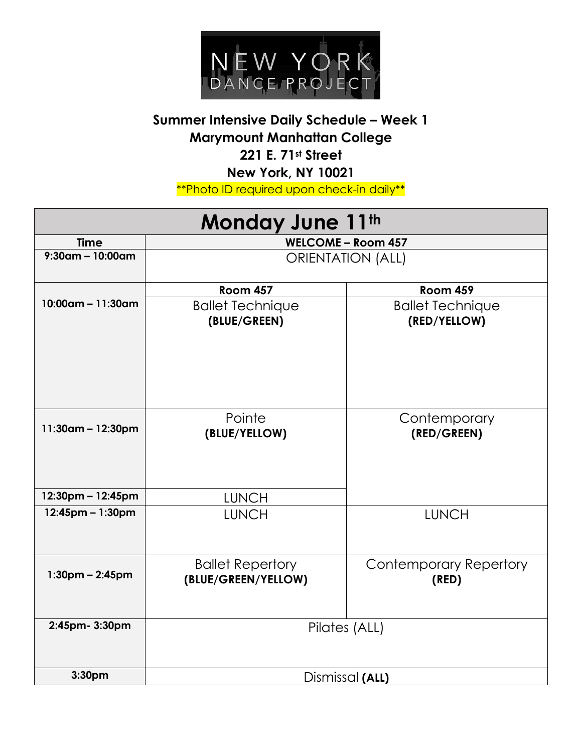NEW YORK DANCE PROJECT

**Summer Intensive Daily Schedule – Week 1**
**Marymount Manhattan College**
**221 E. 71st Street**
**New York, NY 10021**

**Photo ID required upon check-in daily**

| Monday June 11th | | |
|---|---|---|
| **Time** | **WELCOME – Room 457** | |
| **9:30am – 10:00am** | ORIENTATION (ALL) | |
| | **Room 457** | **Room 459** |
| **10:00am – 11:30am** | Ballet Technique **(BLUE/GREEN)** | Ballet Technique **(RED/YELLOW)** |
| **11:30am – 12:30pm** | Pointe **(BLUE/YELLOW)** | Contemporary **(RED/GREEN)** |
| **12:30pm – 12:45pm** | LUNCH | |
| **12:45pm – 1:30pm** | LUNCH | LUNCH |
| **1:30pm – 2:45pm** | Ballet Repertory **(BLUE/GREEN/YELLOW)** | Contemporary Repertory **(RED)** |
| **2:45pm- 3:30pm** | Pilates (ALL) | |
| **3:30pm** | Dismissal **(ALL)** | |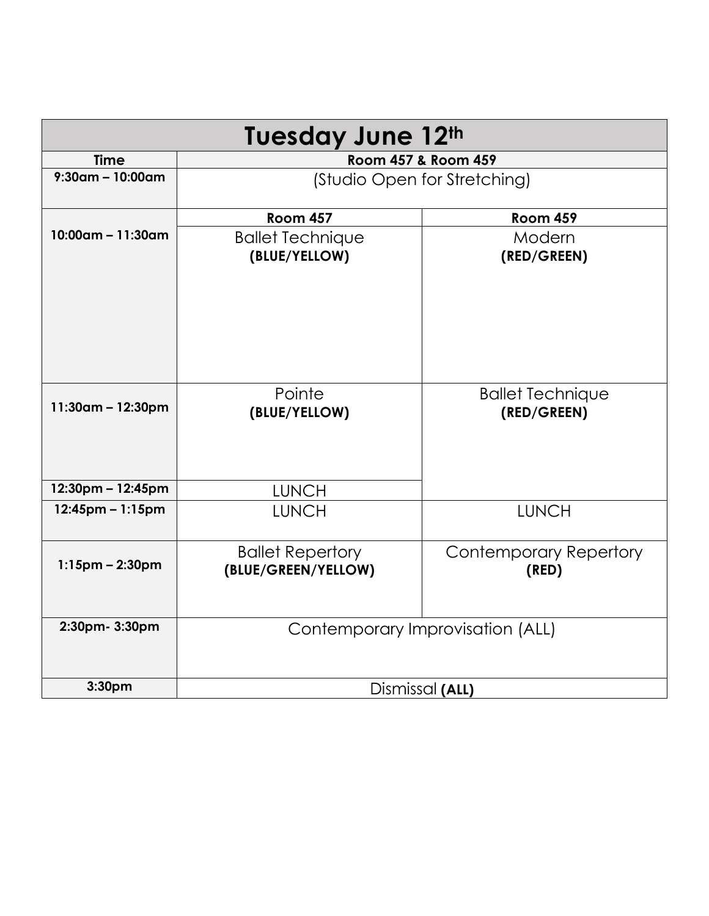| Tuesday June 12th | | |
|---|---|---|
| **Time** | **Room 457 & Room 459** | |
| **9:30am – 10:00am** | (Studio Open for Stretching) | |
| | **Room 457** | **Room 459** |
| **10:00am – 11:30am** | Ballet Technique **(BLUE/YELLOW)** | Modern **(RED/GREEN)** |
| **11:30am – 12:30pm** | Pointe **(BLUE/YELLOW)** | Ballet Technique **(RED/GREEN)** |
| **12:30pm – 12:45pm** | LUNCH | |
| **12:45pm – 1:15pm** | LUNCH | LUNCH |
| **1:15pm – 2:30pm** | Ballet Repertory **(BLUE/GREEN/YELLOW)** | Contemporary Repertory **(RED)** |
| **2:30pm- 3:30pm** | Contemporary Improvisation (ALL) | |
| **3:30pm** | Dismissal **(ALL)** | |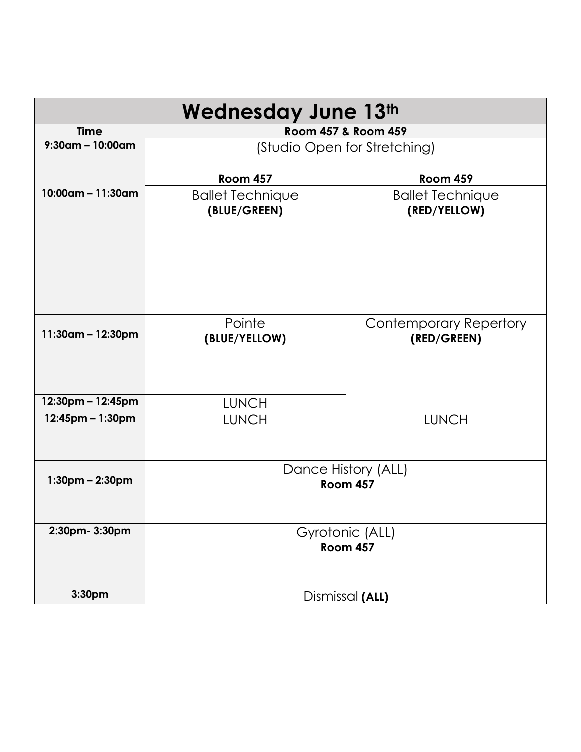| Wednesday June 13th | | |
|---|---|---|
| **Time** | **Room 457 & Room 459** | |
| **9:30am – 10:00am** | (Studio Open for Stretching) | |
| | **Room 457** | **Room 459** |
| **10:00am – 11:30am** | Ballet Technique **(BLUE/GREEN)** | Ballet Technique **(RED/YELLOW)** |
| **11:30am – 12:30pm** | Pointe **(BLUE/YELLOW)** | Contemporary Repertory **(RED/GREEN)** |
| **12:30pm – 12:45pm** | LUNCH | |
| **12:45pm – 1:30pm** | LUNCH | LUNCH |
| **1:30pm – 2:30pm** | Dance History (ALL) **Room 457** | |
| **2:30pm- 3:30pm** | Gyrotonic (ALL) **Room 457** | |
| **3:30pm** | Dismissal **(ALL)** | |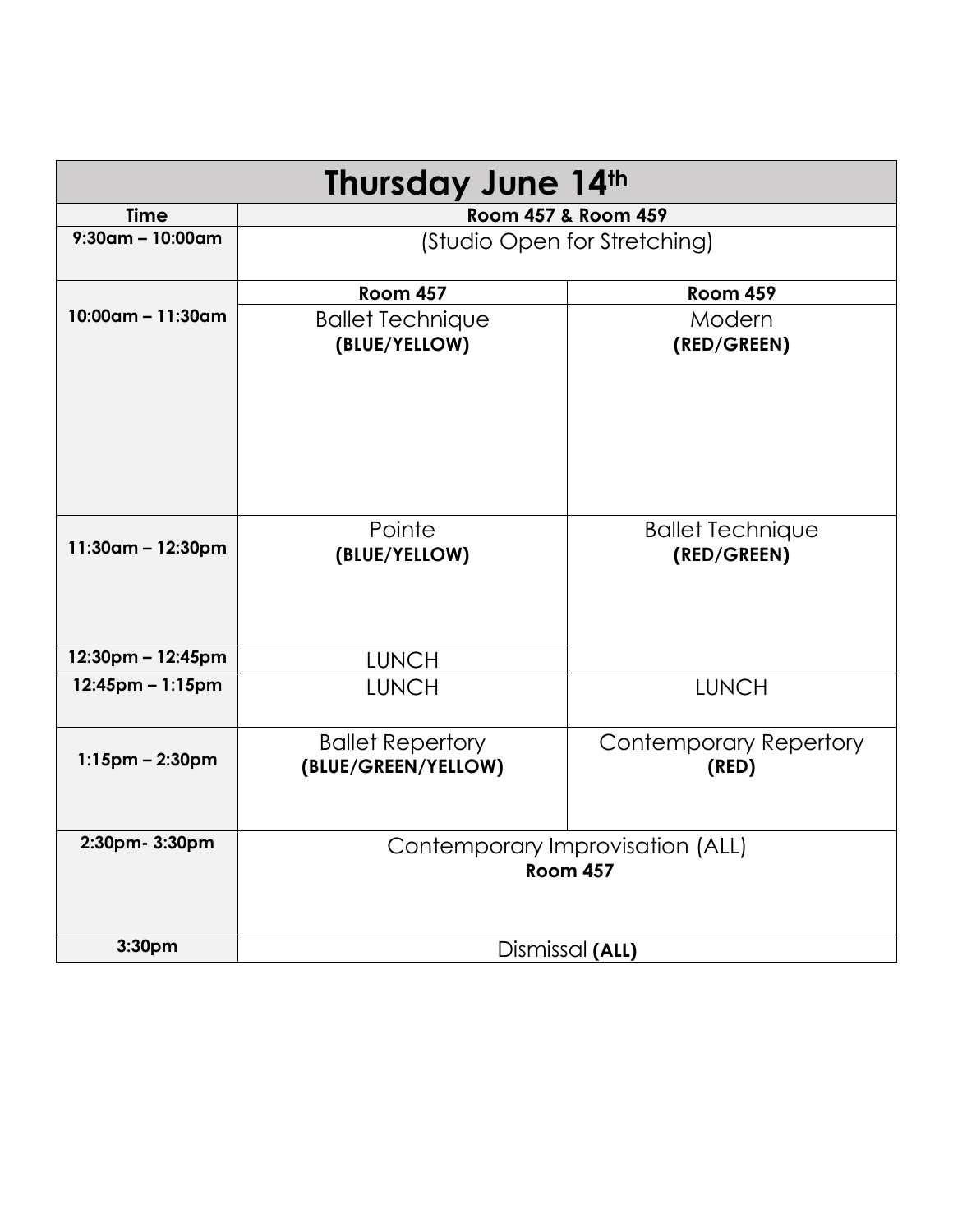| Thursday June 14th | | |
|---|---|---|
| **Time** | **Room 457 & Room 459** | |
| **9:30am – 10:00am** | (Studio Open for Stretching) | |
| | **Room 457** | **Room 459** |
| **10:00am – 11:30am** | Ballet Technique **(BLUE/YELLOW)** | Modern **(RED/GREEN)** |
| **11:30am – 12:30pm** | Pointe **(BLUE/YELLOW)** | Ballet Technique **(RED/GREEN)** |
| **12:30pm – 12:45pm** | LUNCH | |
| **12:45pm – 1:15pm** | LUNCH | LUNCH |
| **1:15pm – 2:30pm** | Ballet Repertory **(BLUE/GREEN/YELLOW)** | Contemporary Repertory **(RED)** |
| **2:30pm- 3:30pm** | Contemporary Improvisation (ALL) **Room 457** | |
| **3:30pm** | Dismissal **(ALL)** | |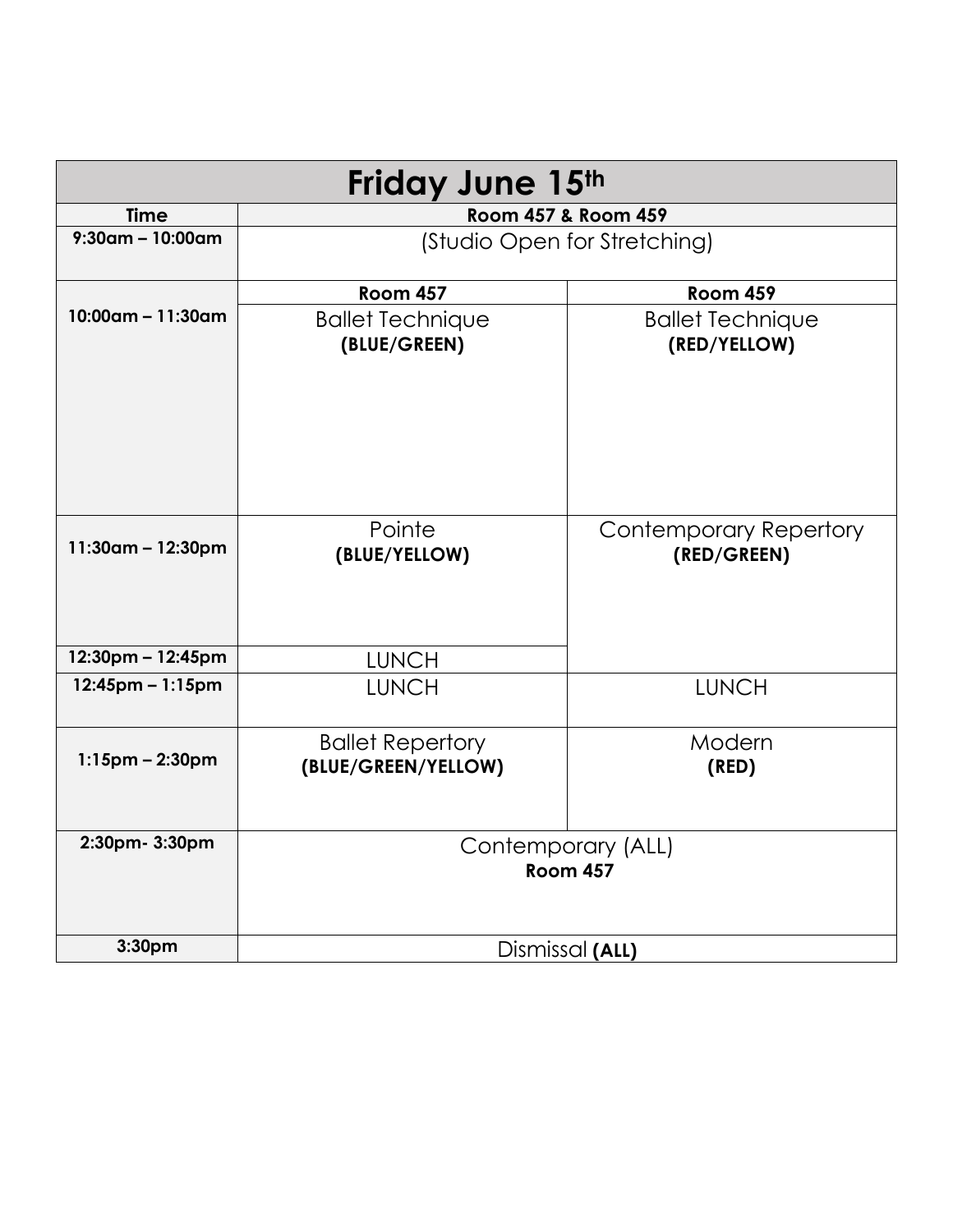# Friday June 15th

| Time | Room 457 | Room 459 |
|---|---|---|
| 9:30am – 10:00am | (Studio Open for Stretching) | |
| 10:00am – 11:30am | Ballet Technique **(BLUE/GREEN)** | Ballet Technique **(RED/YELLOW)** |
| 11:30am – 12:30pm | Pointe **(BLUE/YELLOW)** | Contemporary Repertory **(RED/GREEN)** |
| 12:30pm – 12:45pm | LUNCH | |
| 12:45pm – 1:15pm | LUNCH | LUNCH |
| 1:15pm – 2:30pm | Ballet Repertory **(BLUE/GREEN/YELLOW)** | Modern **(RED)** |
| 2:30pm- 3:30pm | Contemporary (ALL) **Room 457** | |
| 3:30pm | Dismissal **(ALL)** | |